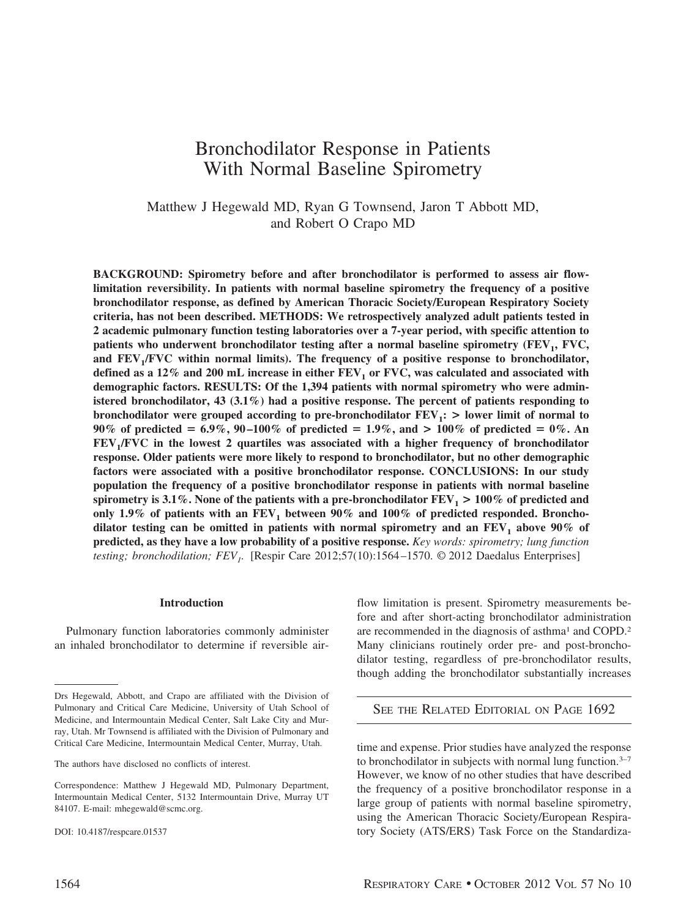# Bronchodilator Response in Patients With Normal Baseline Spirometry

Matthew J Hegewald MD, Ryan G Townsend, Jaron T Abbott MD, and Robert O Crapo MD

**BACKGROUND: Spirometry before and after bronchodilator is performed to assess air flow-limitation reversibility. In patients with normal baseline spirometry the frequency of a positive bronchodilator response, as defined by American Thoracic Society/European Respiratory Society criteria, has not been described. METHODS: We retrospectively analyzed adult patients tested in 2 academic pulmonary function testing laboratories over a 7-year period, with specific attention to patients who underwent bronchodilator testing after a normal baseline spirometry ($FEV_1$, FVC, and $FEV_1$/FVC within normal limits). The frequency of a positive response to bronchodilator, defined as a 12% and 200 mL increase in either $FEV_1$ or FVC, was calculated and associated with demographic factors. RESULTS: Of the 1,394 patients with normal spirometry who were administered bronchodilator, 43 (3.1%) had a positive response. The percent of patients responding to bronchodilator were grouped according to pre-bronchodilator $FEV_1$: > lower limit of normal to 90% of predicted = 6.9%, 90–100% of predicted = 1.9%, and > 100% of predicted = 0%. An $FEV_1$/FVC in the lowest 2 quartiles was associated with a higher frequency of bronchodilator response. Older patients were more likely to respond to bronchodilator, but no other demographic factors were associated with a positive bronchodilator response. CONCLUSIONS: In our study population the frequency of a positive bronchodilator response in patients with normal baseline spirometry is 3.1%. None of the patients with a pre-bronchodilator $FEV_1$ > 100% of predicted and only 1.9% of patients with an $FEV_1$ between 90% and 100% of predicted responded. Bronchodilator testing can be omitted in patients with normal spirometry and an $FEV_1$ above 90% of predicted, as they have a low probability of a positive response.** *Key words: spirometry; lung function testing; bronchodilation; $FEV_1$.* [Respir Care 2012;57(10):1564–1570. © 2012 Daedalus Enterprises]

## Introduction

Pulmonary function laboratories commonly administer an inhaled bronchodilator to determine if reversible airflow limitation is present. Spirometry measurements before and after short-acting bronchodilator administration are recommended in the diagnosis of asthma[1] and COPD.[2] Many clinicians routinely order pre- and post-bronchodilator testing, regardless of pre-bronchodilator results, though adding the bronchodilator substantially increases time and expense. Prior studies have analyzed the response to bronchodilator in subjects with normal lung function.[3–7] However, we know of no other studies that have described the frequency of a positive bronchodilator response in a large group of patients with normal baseline spirometry, using the American Thoracic Society/European Respiratory Society (ATS/ERS) Task Force on the Standardiza-

SEE THE RELATED EDITORIAL ON PAGE 1692

---

Drs Hegewald, Abbott, and Crapo are affiliated with the Division of Pulmonary and Critical Care Medicine, University of Utah School of Medicine, and Intermountain Medical Center, Salt Lake City and Murray, Utah. Mr Townsend is affiliated with the Division of Pulmonary and Critical Care Medicine, Intermountain Medical Center, Murray, Utah.

The authors have disclosed no conflicts of interest.

Correspondence: Matthew J Hegewald MD, Pulmonary Department, Intermountain Medical Center, 5132 Intermountain Drive, Murray UT 84107. E-mail: mhegewald@scmc.org.

DOI: 10.4187/respcare.01537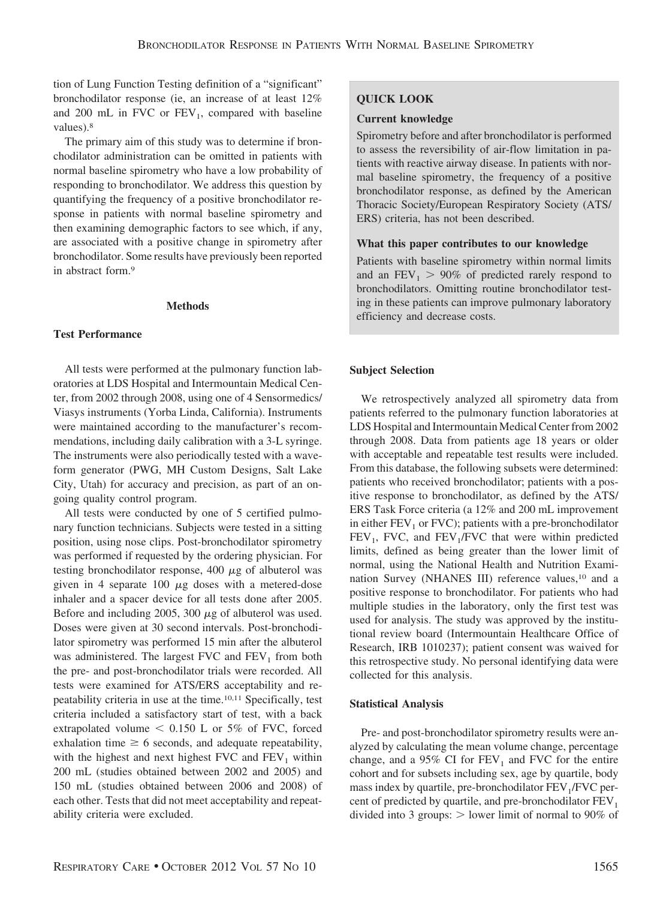tion of Lung Function Testing definition of a "significant" bronchodilator response (ie, an increase of at least 12% and 200 mL in FVC or $FEV_1$, compared with baseline values).[8]

The primary aim of this study was to determine if bronchodilator administration can be omitted in patients with normal baseline spirometry who have a low probability of responding to bronchodilator. We address this question by quantifying the frequency of a positive bronchodilator response in patients with normal baseline spirometry and then examining demographic factors to see which, if any, are associated with a positive change in spirometry after bronchodilator. Some results have previously been reported in abstract form.[9]

> **QUICK LOOK**
>
> **Current knowledge**
>
> Spirometry before and after bronchodilator is performed to assess the reversibility of air-flow limitation in patients with reactive airway disease. In patients with normal baseline spirometry, the frequency of a positive bronchodilator response, as defined by the American Thoracic Society/European Respiratory Society (ATS/ERS) criteria, has not been described.
>
> **What this paper contributes to our knowledge**
>
> Patients with baseline spirometry within normal limits and an $FEV_1 > 90\%$ of predicted rarely respond to bronchodilators. Omitting routine bronchodilator testing in these patients can improve pulmonary laboratory efficiency and decrease costs.

## Methods

### Test Performance

All tests were performed at the pulmonary function laboratories at LDS Hospital and Intermountain Medical Center, from 2002 through 2008, using one of 4 Sensormedics/Viasys instruments (Yorba Linda, California). Instruments were maintained according to the manufacturer's recommendations, including daily calibration with a 3-L syringe. The instruments were also periodically tested with a waveform generator (PWG, MH Custom Designs, Salt Lake City, Utah) for accuracy and precision, as part of an ongoing quality control program.

All tests were conducted by one of 5 certified pulmonary function technicians. Subjects were tested in a sitting position, using nose clips. Post-bronchodilator spirometry was performed if requested by the ordering physician. For testing bronchodilator response, 400 $\mu$g of albuterol was given in 4 separate 100 $\mu$g doses with a metered-dose inhaler and a spacer device for all tests done after 2005. Before and including 2005, 300 $\mu$g of albuterol was used. Doses were given at 30 second intervals. Post-bronchodilator spirometry was performed 15 min after the albuterol was administered. The largest FVC and $FEV_1$ from both the pre- and post-bronchodilator trials were recorded. All tests were examined for ATS/ERS acceptability and repeatability criteria in use at the time.[10,11] Specifically, test criteria included a satisfactory start of test, with a back extrapolated volume $< 0.150$ L or 5% of FVC, forced exhalation time $\geq 6$ seconds, and adequate repeatability, with the highest and next highest FVC and $FEV_1$ within 200 mL (studies obtained between 2002 and 2005) and 150 mL (studies obtained between 2006 and 2008) of each other. Tests that did not meet acceptability and repeatability criteria were excluded.

### Subject Selection

We retrospectively analyzed all spirometry data from patients referred to the pulmonary function laboratories at LDS Hospital and Intermountain Medical Center from 2002 through 2008. Data from patients age 18 years or older with acceptable and repeatable test results were included. From this database, the following subsets were determined: patients who received bronchodilator; patients with a positive response to bronchodilator, as defined by the ATS/ERS Task Force criteria (a 12% and 200 mL improvement in either $FEV_1$ or FVC); patients with a pre-bronchodilator $FEV_1$, FVC, and $FEV_1$/FVC that were within predicted limits, defined as being greater than the lower limit of normal, using the National Health and Nutrition Examination Survey (NHANES III) reference values,[10] and a positive response to bronchodilator. For patients who had multiple studies in the laboratory, only the first test was used for analysis. The study was approved by the institutional review board (Intermountain Healthcare Office of Research, IRB 1010237); patient consent was waived for this retrospective study. No personal identifying data were collected for this analysis.

### Statistical Analysis

Pre- and post-bronchodilator spirometry results were analyzed by calculating the mean volume change, percentage change, and a 95% CI for $FEV_1$ and FVC for the entire cohort and for subsets including sex, age by quartile, body mass index by quartile, pre-bronchodilator $FEV_1$/FVC percent of predicted by quartile, and pre-bronchodilator $FEV_1$ divided into 3 groups: > lower limit of normal to 90% of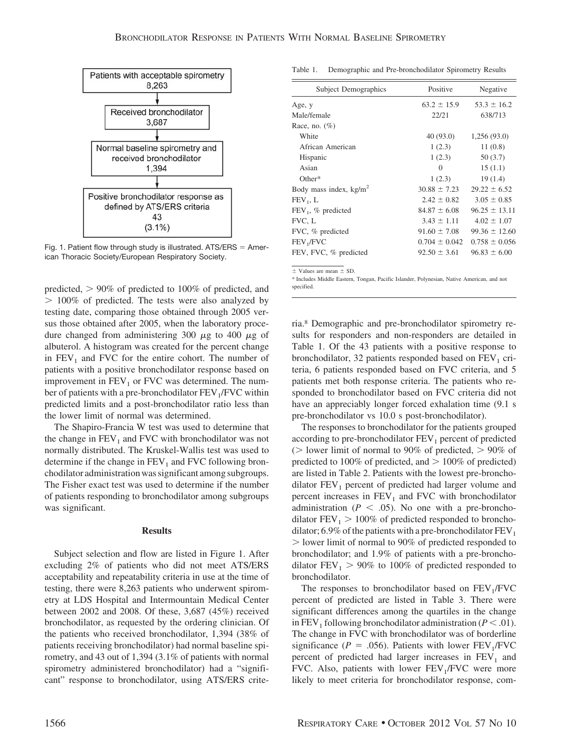Patients with acceptable spirometry 8,263
↓
Received bronchodilator 3,687
↓
Normal baseline spirometry and received bronchodilator 1,394
↓
Positive bronchodilator response as defined by ATS/ERS criteria 43 (3.1%)

Fig. 1. Patient flow through study is illustrated. ATS/ERS = American Thoracic Society/European Respiratory Society.

predicted, > 90% of predicted to 100% of predicted, and > 100% of predicted. The tests were also analyzed by testing date, comparing those obtained through 2005 versus those obtained after 2005, when the laboratory procedure changed from administering 300 $\mu$g to 400 $\mu$g of albuterol. A histogram was created for the percent change in $FEV_1$ and FVC for the entire cohort. The number of patients with a positive bronchodilator response based on improvement in $FEV_1$ or FVC was determined. The number of patients with a pre-bronchodilator $FEV_1$/FVC within predicted limits and a post-bronchodilator ratio less than the lower limit of normal was determined.

The Shapiro-Francia W test was used to determine that the change in $FEV_1$ and FVC with bronchodilator was not normally distributed. The Kruskel-Wallis test was used to determine if the change in $FEV_1$ and FVC following bronchodilator administration was significant among subgroups. The Fisher exact test was used to determine if the number of patients responding to bronchodilator among subgroups was significant.

## Results

Subject selection and flow are listed in Figure 1. After excluding 2% of patients who did not meet ATS/ERS acceptability and repeatability criteria in use at the time of testing, there were 8,263 patients who underwent spirometry at LDS Hospital and Intermountain Medical Center between 2002 and 2008. Of these, 3,687 (45%) received bronchodilator, as requested by the ordering clinician. Of the patients who received bronchodilator, 1,394 (38% of patients receiving bronchodilator) had normal baseline spirometry, and 43 out of 1,394 (3.1% of patients with normal spirometry administered bronchodilator) had a "significant" response to bronchodilator, using ATS/ERS criteria.[8] Demographic and pre-bronchodilator spirometry results for responders and non-responders are detailed in Table 1. Of the 43 patients with a positive response to bronchodilator, 32 patients responded based on $FEV_1$ criteria, 6 patients responded based on FVC criteria, and 5 patients met both response criteria. The patients who responded to bronchodilator based on FVC criteria did not have an appreciably longer forced exhalation time (9.1 s pre-bronchodilator vs 10.0 s post-bronchodilator).

Table 1. Demographic and Pre-bronchodilator Spirometry Results

| Subject Demographics | Positive | Negative |
|---|---|---|
| Age, y | 63.2 ± 15.9 | 53.3 ± 16.2 |
| Male/female | 22/21 | 638/713 |
| Race, no. (%) | | |
| White | 40 (93.0) | 1,256 (93.0) |
| African American | 1 (2.3) | 11 (0.8) |
| Hispanic | 1 (2.3) | 50 (3.7) |
| Asian | 0 | 15 (1.1) |
| Other* | 1 (2.3) | 19 (1.4) |
| Body mass index, $kg/m^2$ | 30.88 ± 7.23 | 29.22 ± 6.52 |
| $FEV_1$, L | 2.42 ± 0.82 | 3.05 ± 0.85 |
| $FEV_1$, % predicted | 84.87 ± 6.08 | 96.25 ± 13.11 |
| FVC, L | 3.43 ± 1.11 | 4.02 ± 1.07 |
| FVC, % predicted | 91.60 ± 7.08 | 99.36 ± 12.60 |
| $FEV_1$/FVC | 0.704 ± 0.042 | 0.758 ± 0.056 |
| FEV, FVC, % predicted | 92.50 ± 3.61 | 96.83 ± 6.00 |

± Values are mean ± SD.
* Includes Middle Eastern, Tongan, Pacific Islander, Polynesian, Native American, and not specified.

The responses to bronchodilator for the patients grouped according to pre-bronchodilator $FEV_1$ percent of predicted (> lower limit of normal to 90% of predicted, > 90% of predicted to 100% of predicted, and > 100% of predicted) are listed in Table 2. Patients with the lowest pre-bronchodilator $FEV_1$ percent of predicted had larger volume and percent increases in $FEV_1$ and FVC with bronchodilator administration ($P < .05$). No one with a pre-bronchodilator $FEV_1$ > 100% of predicted responded to bronchodilator; 6.9% of the patients with a pre-bronchodilator $FEV_1$ > lower limit of normal to 90% of predicted responded to bronchodilator; and 1.9% of patients with a pre-bronchodilator $FEV_1$ > 90% to 100% of predicted responded to bronchodilator.

The responses to bronchodilator based on $FEV_1$/FVC percent of predicted are listed in Table 3. There were significant differences among the quartiles in the change in $FEV_1$ following bronchodilator administration ($P < .01$). The change in FVC with bronchodilator was of borderline significance ($P = .056$). Patients with lower $FEV_1$/FVC percent of predicted had larger increases in $FEV_1$ and FVC. Also, patients with lower $FEV_1$/FVC were more likely to meet criteria for bronchodilator response, com-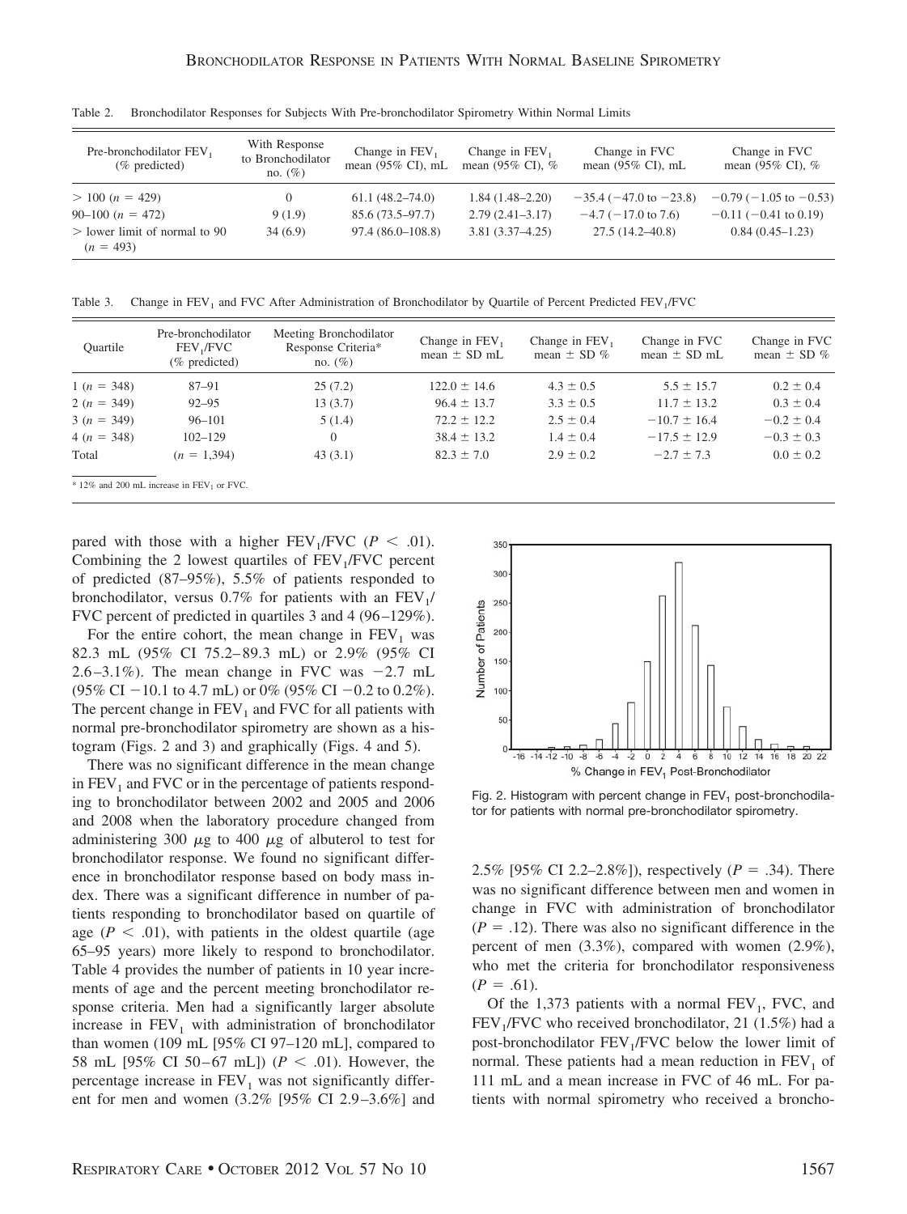Table 2. Bronchodilator Responses for Subjects With Pre-bronchodilator Spirometry Within Normal Limits

| Pre-bronchodilator $FEV_1$ (% predicted) | With Response to Bronchodilator no. (%) | Change in $FEV_1$ mean (95% CI), mL | Change in $FEV_1$ mean (95% CI), % | Change in FVC mean (95% CI), mL | Change in FVC mean (95% CI), % |
|---|---|---|---|---|---|
| > 100 (n = 429) | 0 | 61.1 (48.2–74.0) | 1.84 (1.48–2.20) | −35.4 (−47.0 to −23.8) | −0.79 (−1.05 to −0.53) |
| 90–100 (n = 472) | 9 (1.9) | 85.6 (73.5–97.7) | 2.79 (2.41–3.17) | −4.7 (−17.0 to 7.6) | −0.11 (−0.41 to 0.19) |
| > lower limit of normal to 90 (n = 493) | 34 (6.9) | 97.4 (86.0–108.8) | 3.81 (3.37–4.25) | 27.5 (14.2–40.8) | 0.84 (0.45–1.23) |

Table 3. Change in $FEV_1$ and FVC After Administration of Bronchodilator by Quartile of Percent Predicted $FEV_1$/FVC

| Quartile | Pre-bronchodilator $FEV_1$/FVC (% predicted) | Meeting Bronchodilator Response Criteria* no. (%) | Change in $FEV_1$ mean ± SD mL | Change in $FEV_1$ mean ± SD % | Change in FVC mean ± SD mL | Change in FVC mean ± SD % |
|---|---|---|---|---|---|---|
| 1 (n = 348) | 87–91 | 25 (7.2) | 122.0 ± 14.6 | 4.3 ± 0.5 | 5.5 ± 15.7 | 0.2 ± 0.4 |
| 2 (n = 349) | 92–95 | 13 (3.7) | 96.4 ± 13.7 | 3.3 ± 0.5 | 11.7 ± 13.2 | 0.3 ± 0.4 |
| 3 (n = 349) | 96–101 | 5 (1.4) | 72.2 ± 12.2 | 2.5 ± 0.4 | −10.7 ± 16.4 | −0.2 ± 0.4 |
| 4 (n = 348) | 102–129 | 0 | 38.4 ± 13.2 | 1.4 ± 0.4 | −17.5 ± 12.9 | −0.3 ± 0.3 |
| Total | (n = 1,394) | 43 (3.1) | 82.3 ± 7.0 | 2.9 ± 0.2 | −2.7 ± 7.3 | 0.0 ± 0.2 |

\* 12% and 200 mL increase in $FEV_1$ or FVC.

pared with those with a higher $FEV_1$/FVC ($P < .01$). Combining the 2 lowest quartiles of $FEV_1$/FVC percent of predicted (87–95%), 5.5% of patients responded to bronchodilator, versus 0.7% for patients with an $FEV_1$/FVC percent of predicted in quartiles 3 and 4 (96–129%).

For the entire cohort, the mean change in $FEV_1$ was 82.3 mL (95% CI 75.2–89.3 mL) or 2.9% (95% CI 2.6–3.1%). The mean change in FVC was −2.7 mL (95% CI −10.1 to 4.7 mL) or 0% (95% CI −0.2 to 0.2%). The percent change in $FEV_1$ and FVC for all patients with normal pre-bronchodilator spirometry are shown as a histogram (Figs. 2 and 3) and graphically (Figs. 4 and 5).

There was no significant difference in the mean change in $FEV_1$ and FVC or in the percentage of patients responding to bronchodilator between 2002 and 2005 and 2006 and 2008 when the laboratory procedure changed from administering 300 μg to 400 μg of albuterol to test for bronchodilator response. We found no significant difference in bronchodilator response based on body mass index. There was a significant difference in number of patients responding to bronchodilator based on quartile of age ($P < .01$), with patients in the oldest quartile (age 65–95 years) more likely to respond to bronchodilator. Table 4 provides the number of patients in 10 year increments of age and the percent meeting bronchodilator response criteria. Men had a significantly larger absolute increase in $FEV_1$ with administration of bronchodilator than women (109 mL [95% CI 97–120 mL], compared to 58 mL [95% CI 50–67 mL]) ($P < .01$). However, the percentage increase in $FEV_1$ was not significantly different for men and women (3.2% [95% CI 2.9–3.6%] and 2.5% [95% CI 2.2–2.8%]), respectively ($P = .34$). There was no significant difference between men and women in change in FVC with administration of bronchodilator ($P = .12$). There was also no significant difference in the percent of men (3.3%), compared with women (2.9%), who met the criteria for bronchodilator responsiveness ($P = .61$).

Fig. 2. Histogram with percent change in $FEV_1$ post-bronchodilator for patients with normal pre-bronchodilator spirometry.

Of the 1,373 patients with a normal $FEV_1$, FVC, and $FEV_1$/FVC who received bronchodilator, 21 (1.5%) had a post-bronchodilator $FEV_1$/FVC below the lower limit of normal. These patients had a mean reduction in $FEV_1$ of 111 mL and a mean increase in FVC of 46 mL. For patients with normal spirometry who received a broncho-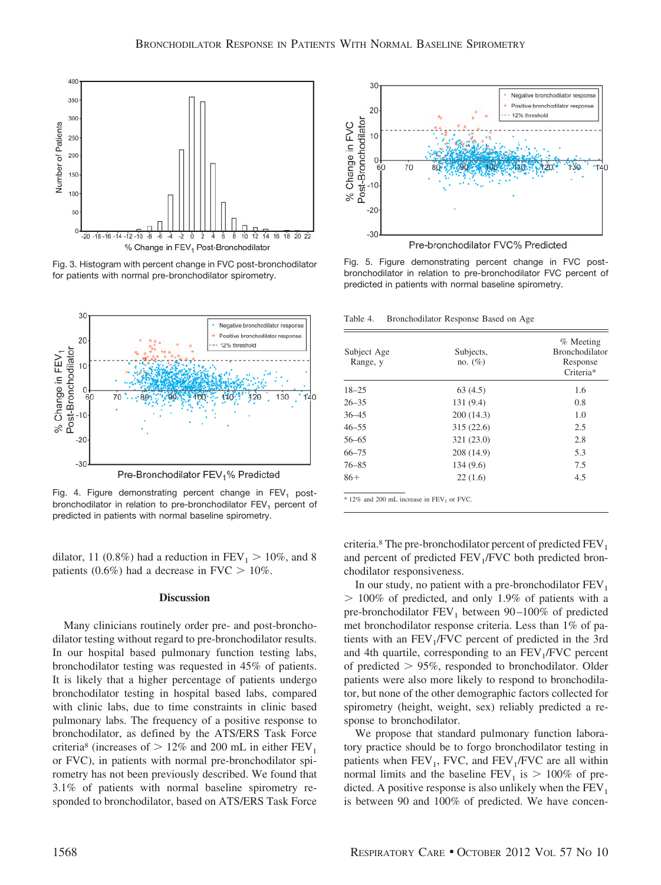Fig. 3. Histogram with percent change in FVC post-bronchodilator for patients with normal pre-bronchodilator spirometry.

Fig. 4. Figure demonstrating percent change in $FEV_1$ post-bronchodilator in relation to pre-bronchodilator $FEV_1$ percent of predicted in patients with normal baseline spirometry.

dilator, 11 (0.8%) had a reduction in $FEV_1 > 10\%$, and 8 patients (0.6%) had a decrease in $FVC > 10\%$.

## Discussion

Many clinicians routinely order pre- and post-bronchodilator testing without regard to pre-bronchodilator results. In our hospital based pulmonary function testing labs, bronchodilator testing was requested in 45% of patients. It is likely that a higher percentage of patients undergo bronchodilator testing in hospital based labs, compared with clinic labs, due to time constraints in clinic based pulmonary labs. The frequency of a positive response to bronchodilator, as defined by the ATS/ERS Task Force criteria[8] (increases of > 12% and 200 mL in either $FEV_1$ or FVC), in patients with normal pre-bronchodilator spirometry has not been previously described. We found that 3.1% of patients with normal baseline spirometry responded to bronchodilator, based on ATS/ERS Task Force

Fig. 5. Figure demonstrating percent change in FVC post-bronchodilator in relation to pre-bronchodilator FVC percent of predicted in patients with normal baseline spirometry.

Table 4. Bronchodilator Response Based on Age

| Subject Age Range, y | Subjects, no. (%) | % Meeting Bronchodilator Response Criteria* |
|---|---|---|
| 18–25 | 63 (4.5) | 1.6 |
| 26–35 | 131 (9.4) | 0.8 |
| 36–45 | 200 (14.3) | 1.0 |
| 46–55 | 315 (22.6) | 2.5 |
| 56–65 | 321 (23.0) | 2.8 |
| 66–75 | 208 (14.9) | 5.3 |
| 76–85 | 134 (9.6) | 7.5 |
| 86+ | 22 (1.6) | 4.5 |

\* 12% and 200 mL increase in $FEV_1$ or FVC.

criteria.[8] The pre-bronchodilator percent of predicted $FEV_1$ and percent of predicted $FEV_1$/FVC both predicted bronchodilator responsiveness.

In our study, no patient with a pre-bronchodilator $FEV_1$ > 100% of predicted, and only 1.9% of patients with a pre-bronchodilator $FEV_1$ between 90–100% of predicted met bronchodilator response criteria. Less than 1% of patients with an $FEV_1$/FVC percent of predicted in the 3rd and 4th quartile, corresponding to an $FEV_1$/FVC percent of predicted > 95%, responded to bronchodilator. Older patients were also more likely to respond to bronchodilator, but none of the other demographic factors collected for spirometry (height, weight, sex) reliably predicted a response to bronchodilator.

We propose that standard pulmonary function laboratory practice should be to forgo bronchodilator testing in patients when $FEV_1$, FVC, and $FEV_1$/FVC are all within normal limits and the baseline $FEV_1$ is > 100% of predicted. A positive response is also unlikely when the $FEV_1$ is between 90 and 100% of predicted. We have concen-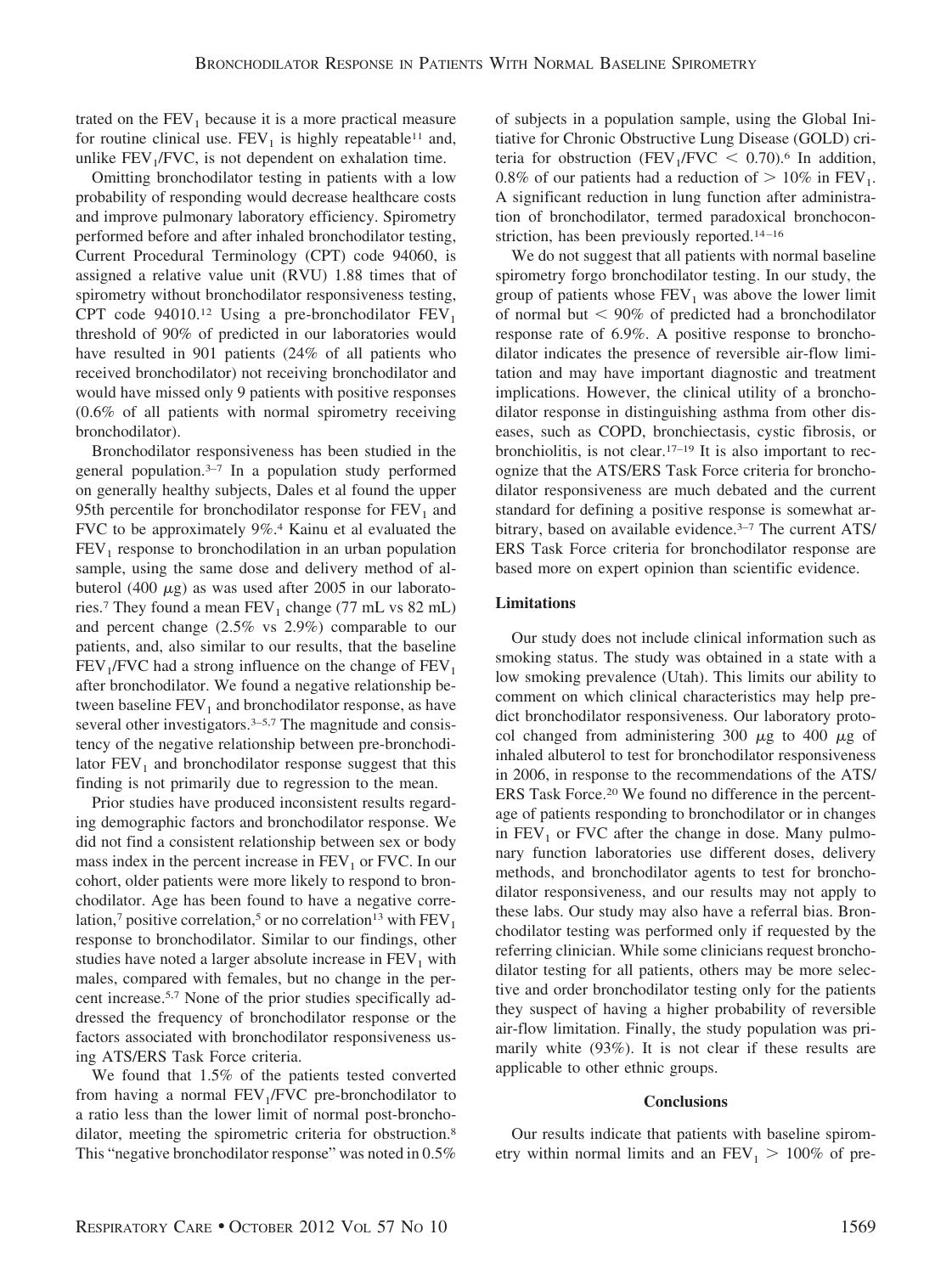trated on the $FEV_1$ because it is a more practical measure for routine clinical use. $FEV_1$ is highly repeatable[11] and, unlike $FEV_1/FVC$, is not dependent on exhalation time.

Omitting bronchodilator testing in patients with a low probability of responding would decrease healthcare costs and improve pulmonary laboratory efficiency. Spirometry performed before and after inhaled bronchodilator testing, Current Procedural Terminology (CPT) code 94060, is assigned a relative value unit (RVU) 1.88 times that of spirometry without bronchodilator responsiveness testing, CPT code 94010.[12] Using a pre-bronchodilator $FEV_1$ threshold of 90% of predicted in our laboratories would have resulted in 901 patients (24% of all patients who received bronchodilator) not receiving bronchodilator and would have missed only 9 patients with positive responses (0.6% of all patients with normal spirometry receiving bronchodilator).

Bronchodilator responsiveness has been studied in the general population.[3–7] In a population study performed on generally healthy subjects, Dales et al found the upper 95th percentile for bronchodilator response for $FEV_1$ and FVC to be approximately 9%.[4] Kainu et al evaluated the $FEV_1$ response to bronchodilation in an urban population sample, using the same dose and delivery method of albuterol (400 $\mu$g) as was used after 2005 in our laboratories.[7] They found a mean $FEV_1$ change (77 mL vs 82 mL) and percent change (2.5% vs 2.9%) comparable to our patients, and, also similar to our results, that the baseline $FEV_1/FVC$ had a strong influence on the change of $FEV_1$ after bronchodilator. We found a negative relationship between baseline $FEV_1$ and bronchodilator response, as have several other investigators.[3–5,7] The magnitude and consistency of the negative relationship between pre-bronchodilator $FEV_1$ and bronchodilator response suggest that this finding is not primarily due to regression to the mean.

Prior studies have produced inconsistent results regarding demographic factors and bronchodilator response. We did not find a consistent relationship between sex or body mass index in the percent increase in $FEV_1$ or FVC. In our cohort, older patients were more likely to respond to bronchodilator. Age has been found to have a negative correlation,[7] positive correlation,[5] or no correlation[13] with $FEV_1$ response to bronchodilator. Similar to our findings, other studies have noted a larger absolute increase in $FEV_1$ with males, compared with females, but no change in the percent increase.[5,7] None of the prior studies specifically addressed the frequency of bronchodilator response or the factors associated with bronchodilator responsiveness using ATS/ERS Task Force criteria.

We found that 1.5% of the patients tested converted from having a normal $FEV_1/FVC$ pre-bronchodilator to a ratio less than the lower limit of normal post-bronchodilator, meeting the spirometric criteria for obstruction.[8] This "negative bronchodilator response" was noted in 0.5% of subjects in a population sample, using the Global Initiative for Chronic Obstructive Lung Disease (GOLD) criteria for obstruction ($FEV_1/FVC < 0.70$).[6] In addition, 0.8% of our patients had a reduction of $> 10\%$ in $FEV_1$. A significant reduction in lung function after administration of bronchodilator, termed paradoxical bronchoconstriction, has been previously reported.[14–16]

We do not suggest that all patients with normal baseline spirometry forgo bronchodilator testing. In our study, the group of patients whose $FEV_1$ was above the lower limit of normal but $< 90\%$ of predicted had a bronchodilator response rate of 6.9%. A positive response to bronchodilator indicates the presence of reversible air-flow limitation and may have important diagnostic and treatment implications. However, the clinical utility of a bronchodilator response in distinguishing asthma from other diseases, such as COPD, bronchiectasis, cystic fibrosis, or bronchiolitis, is not clear.[17–19] It is also important to recognize that the ATS/ERS Task Force criteria for bronchodilator responsiveness are much debated and the current standard for defining a positive response is somewhat arbitrary, based on available evidence.[3–7] The current ATS/ERS Task Force criteria for bronchodilator response are based more on expert opinion than scientific evidence.

### Limitations

Our study does not include clinical information such as smoking status. The study was obtained in a state with a low smoking prevalence (Utah). This limits our ability to comment on which clinical characteristics may help predict bronchodilator responsiveness. Our laboratory protocol changed from administering 300 $\mu$g to 400 $\mu$g of inhaled albuterol to test for bronchodilator responsiveness in 2006, in response to the recommendations of the ATS/ERS Task Force.[20] We found no difference in the percentage of patients responding to bronchodilator or in changes in $FEV_1$ or FVC after the change in dose. Many pulmonary function laboratories use different doses, delivery methods, and bronchodilator agents to test for bronchodilator responsiveness, and our results may not apply to these labs. Our study may also have a referral bias. Bronchodilator testing was performed only if requested by the referring clinician. While some clinicians request bronchodilator testing for all patients, others may be more selective and order bronchodilator testing only for the patients they suspect of having a higher probability of reversible air-flow limitation. Finally, the study population was primarily white (93%). It is not clear if these results are applicable to other ethnic groups.

## Conclusions

Our results indicate that patients with baseline spirometry within normal limits and an $FEV_1 > 100\%$ of pre-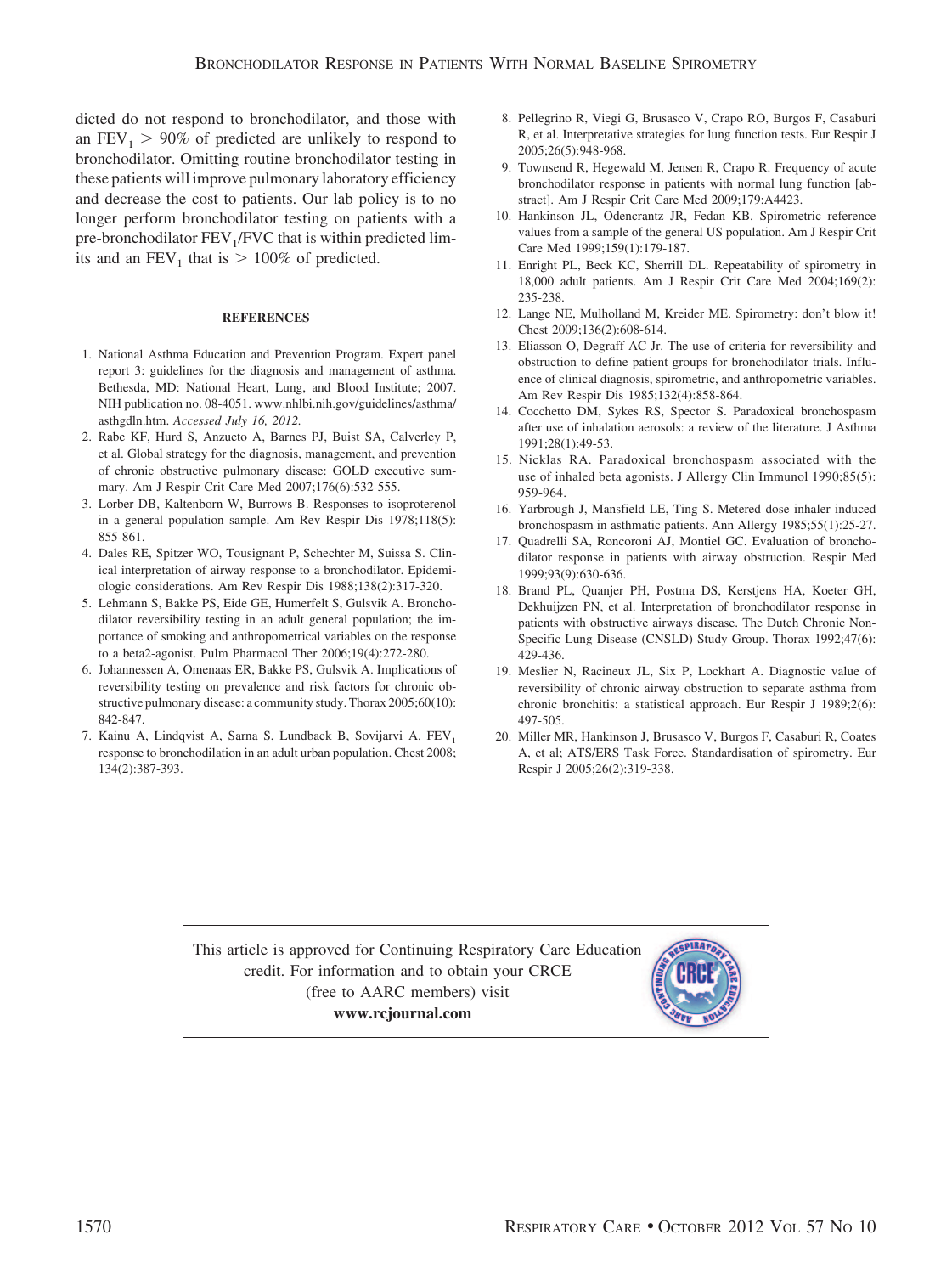dicted do not respond to bronchodilator, and those with an $FEV_1 > 90\%$ of predicted are unlikely to respond to bronchodilator. Omitting routine bronchodilator testing in these patients will improve pulmonary laboratory efficiency and decrease the cost to patients. Our lab policy is to no longer perform bronchodilator testing on patients with a pre-bronchodilator $FEV_1$/FVC that is within predicted limits and an $FEV_1$ that is $> 100\%$ of predicted.

## REFERENCES

1. National Asthma Education and Prevention Program. Expert panel report 3: guidelines for the diagnosis and management of asthma. Bethesda, MD: National Heart, Lung, and Blood Institute; 2007. NIH publication no. 08-4051. www.nhlbi.nih.gov/guidelines/asthma/asthgdln.htm. *Accessed July 16, 2012.*
2. Rabe KF, Hurd S, Anzueto A, Barnes PJ, Buist SA, Calverley P, et al. Global strategy for the diagnosis, management, and prevention of chronic obstructive pulmonary disease: GOLD executive summary. Am J Respir Crit Care Med 2007;176(6):532-555.
3. Lorber DB, Kaltenborn W, Burrows B. Responses to isoproterenol in a general population sample. Am Rev Respir Dis 1978;118(5): 855-861.
4. Dales RE, Spitzer WO, Tousignant P, Schechter M, Suissa S. Clinical interpretation of airway response to a bronchodilator. Epidemiologic considerations. Am Rev Respir Dis 1988;138(2):317-320.
5. Lehmann S, Bakke PS, Eide GE, Humerfelt S, Gulsvik A. Bronchodilator reversibility testing in an adult general population; the importance of smoking and anthropometrical variables on the response to a beta2-agonist. Pulm Pharmacol Ther 2006;19(4):272-280.
6. Johannessen A, Omenaas ER, Bakke PS, Gulsvik A. Implications of reversibility testing on prevalence and risk factors for chronic obstructive pulmonary disease: a community study. Thorax 2005;60(10): 842-847.
7. Kainu A, Lindqvist A, Sarna S, Lundback B, Sovijarvi A. $FEV_1$ response to bronchodilation in an adult urban population. Chest 2008; 134(2):387-393.
8. Pellegrino R, Viegi G, Brusasco V, Crapo RO, Burgos F, Casaburi R, et al. Interpretative strategies for lung function tests. Eur Respir J 2005;26(5):948-968.
9. Townsend R, Hegewald M, Jensen R, Crapo R. Frequency of acute bronchodilator response in patients with normal lung function [abstract]. Am J Respir Crit Care Med 2009;179:A4423.
10. Hankinson JL, Odencrantz JR, Fedan KB. Spirometric reference values from a sample of the general US population. Am J Respir Crit Care Med 1999;159(1):179-187.
11. Enright PL, Beck KC, Sherrill DL. Repeatability of spirometry in 18,000 adult patients. Am J Respir Crit Care Med 2004;169(2): 235-238.
12. Lange NE, Mulholland M, Kreider ME. Spirometry: don't blow it! Chest 2009;136(2):608-614.
13. Eliasson O, Degraff AC Jr. The use of criteria for reversibility and obstruction to define patient groups for bronchodilator trials. Influence of clinical diagnosis, spirometric, and anthropometric variables. Am Rev Respir Dis 1985;132(4):858-864.
14. Cocchetto DM, Sykes RS, Spector S. Paradoxical bronchospasm after use of inhalation aerosols: a review of the literature. J Asthma 1991;28(1):49-53.
15. Nicklas RA. Paradoxical bronchospasm associated with the use of inhaled beta agonists. J Allergy Clin Immunol 1990;85(5): 959-964.
16. Yarbrough J, Mansfield LE, Ting S. Metered dose inhaler induced bronchospasm in asthmatic patients. Ann Allergy 1985;55(1):25-27.
17. Quadrelli SA, Roncoroni AJ, Montiel GC. Evaluation of bronchodilator response in patients with airway obstruction. Respir Med 1999;93(9):630-636.
18. Brand PL, Quanjer PH, Postma DS, Kerstjens HA, Koeter GH, Dekhuijzen PN, et al. Interpretation of bronchodilator response in patients with obstructive airways disease. The Dutch Chronic Non-Specific Lung Disease (CNSLD) Study Group. Thorax 1992;47(6): 429-436.
19. Meslier N, Racineux JL, Six P, Lockhart A. Diagnostic value of reversibility of chronic airway obstruction to separate asthma from chronic bronchitis: a statistical approach. Eur Respir J 1989;2(6): 497-505.
20. Miller MR, Hankinson J, Brusasco V, Burgos F, Casaburi R, Coates A, et al; ATS/ERS Task Force. Standardisation of spirometry. Eur Respir J 2005;26(2):319-338.

This article is approved for Continuing Respiratory Care Education credit. For information and to obtain your CRCE (free to AARC members) visit **www.rcjournal.com**